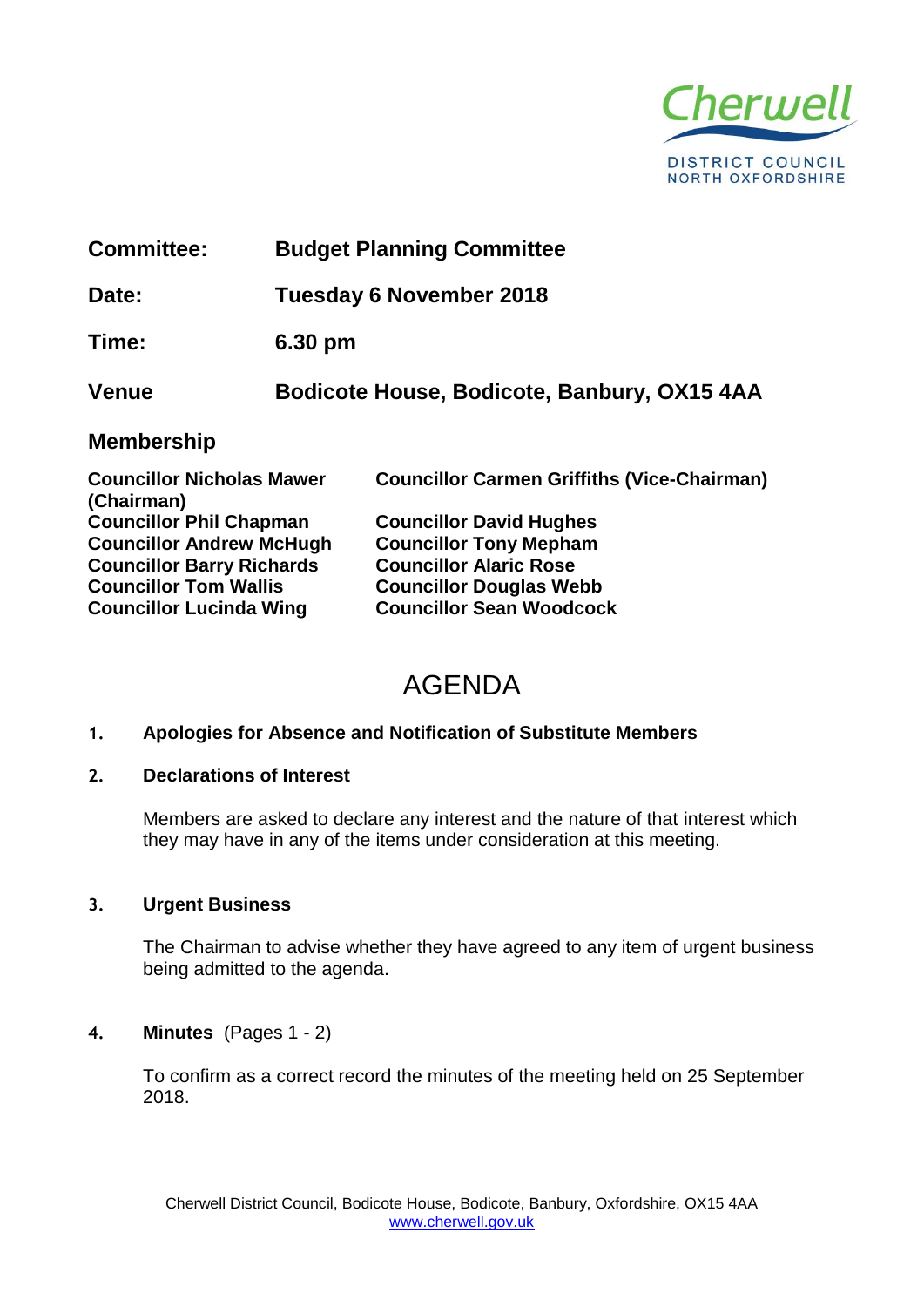**Committee:** **Budget Planning Committee**

**Date:** **Tuesday 6 November 2018**

**Time:** **6.30 pm**

**Venue** **Bodicote House, Bodicote, Banbury, OX15 4AA**

## Membership

| | |
|---|---|
| **Councillor Nicholas Mawer (Chairman)** | **Councillor Carmen Griffiths (Vice-Chairman)** |
| **Councillor Phil Chapman** | **Councillor David Hughes** |
| **Councillor Andrew McHugh** | **Councillor Tony Mepham** |
| **Councillor Barry Richards** | **Councillor Alaric Rose** |
| **Councillor Tom Wallis** | **Councillor Douglas Webb** |
| **Councillor Lucinda Wing** | **Councillor Sean Woodcock** |

# AGENDA

**1. Apologies for Absence and Notification of Substitute Members**

**2. Declarations of Interest**

Members are asked to declare any interest and the nature of that interest which they may have in any of the items under consideration at this meeting.

**3. Urgent Business**

The Chairman to advise whether they have agreed to any item of urgent business being admitted to the agenda.

**4. Minutes** (Pages 1 - 2)

To confirm as a correct record the minutes of the meeting held on 25 September 2018.

Cherwell District Council, Bodicote House, Bodicote, Banbury, Oxfordshire, OX15 4AA
www.cherwell.gov.uk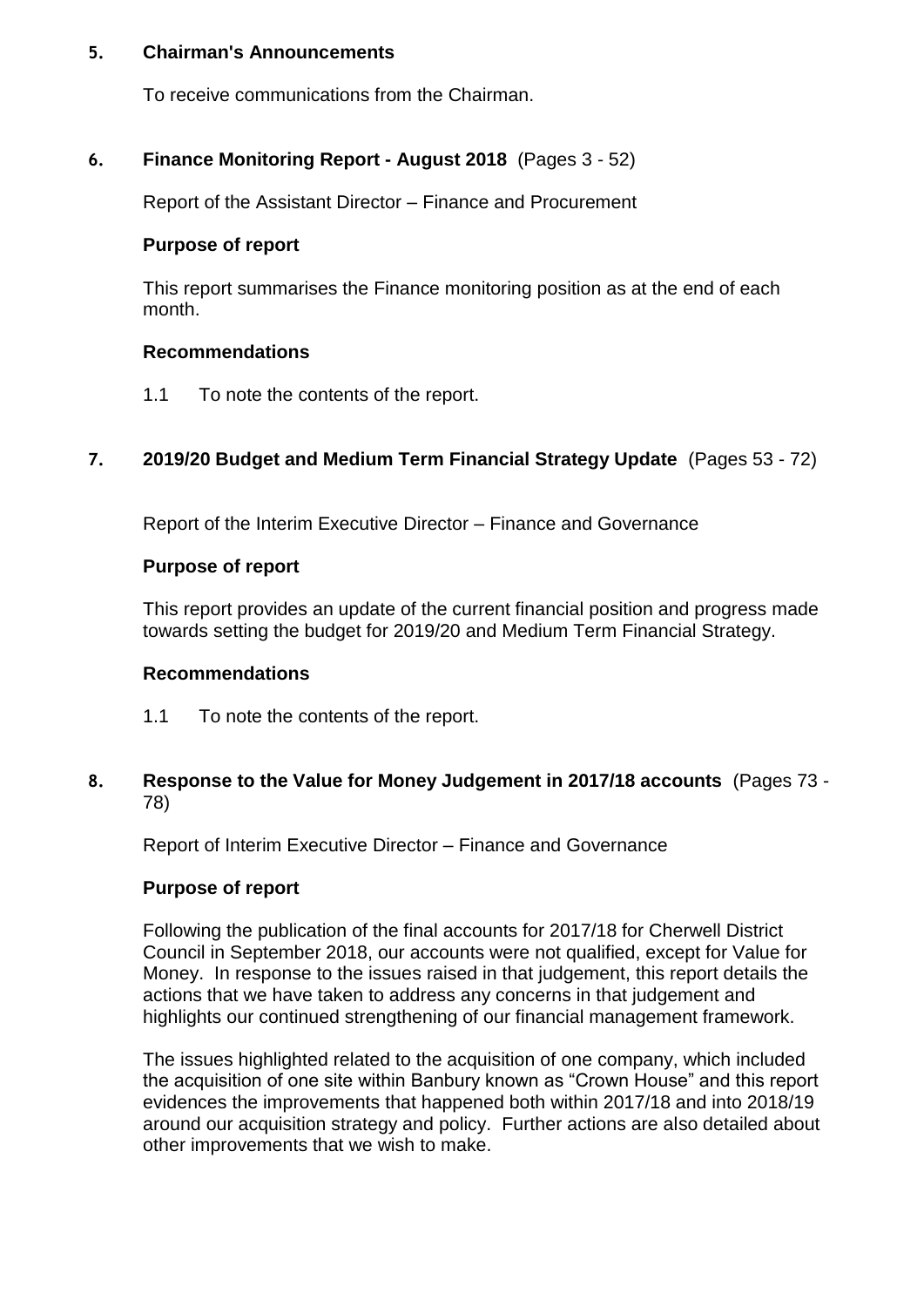## 5. Chairman's Announcements

To receive communications from the Chairman.

## 6. Finance Monitoring Report - August 2018 (Pages 3 - 52)

Report of the Assistant Director – Finance and Procurement

### Purpose of report

This report summarises the Finance monitoring position as at the end of each month.

### Recommendations

1.1 To note the contents of the report.

## 7. 2019/20 Budget and Medium Term Financial Strategy Update (Pages 53 - 72)

Report of the Interim Executive Director – Finance and Governance

### Purpose of report

This report provides an update of the current financial position and progress made towards setting the budget for 2019/20 and Medium Term Financial Strategy.

### Recommendations

1.1 To note the contents of the report.

## 8. Response to the Value for Money Judgement in 2017/18 accounts (Pages 73 - 78)

Report of Interim Executive Director – Finance and Governance

### Purpose of report

Following the publication of the final accounts for 2017/18 for Cherwell District Council in September 2018, our accounts were not qualified, except for Value for Money. In response to the issues raised in that judgement, this report details the actions that we have taken to address any concerns in that judgement and highlights our continued strengthening of our financial management framework.

The issues highlighted related to the acquisition of one company, which included the acquisition of one site within Banbury known as "Crown House" and this report evidences the improvements that happened both within 2017/18 and into 2018/19 around our acquisition strategy and policy. Further actions are also detailed about other improvements that we wish to make.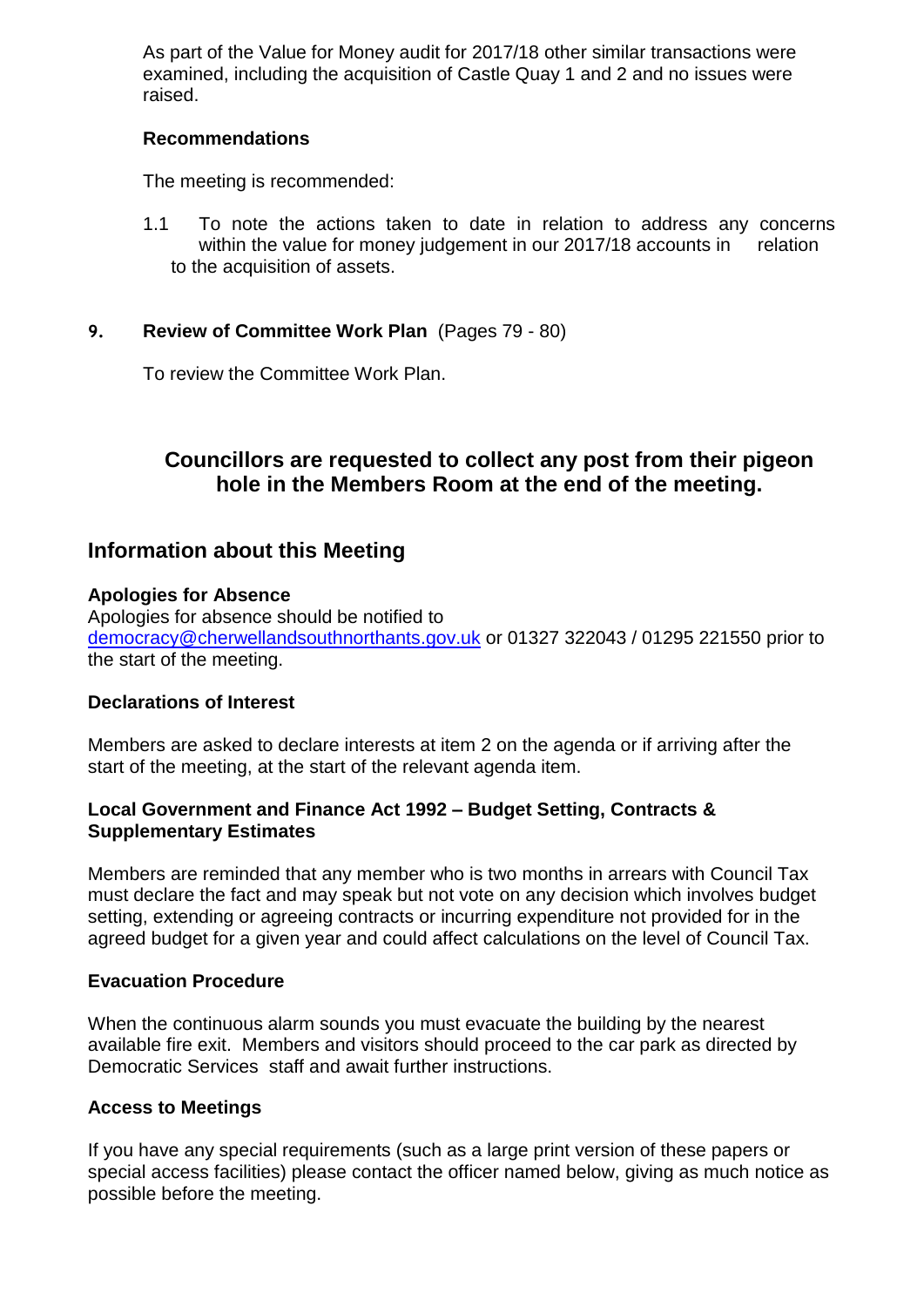As part of the Value for Money audit for 2017/18 other similar transactions were examined, including the acquisition of Castle Quay 1 and 2 and no issues were raised.

**Recommendations**

The meeting is recommended:

1.1 To note the actions taken to date in relation to address any concerns within the value for money judgement in our 2017/18 accounts in relation to the acquisition of assets.

**9. Review of Committee Work Plan** (Pages 79 - 80)

To review the Committee Work Plan.

**Councillors are requested to collect any post from their pigeon hole in the Members Room at the end of the meeting.**

## Information about this Meeting

**Apologies for Absence**
Apologies for absence should be notified to democracy@cherwellandsouthnorthants.gov.uk or 01327 322043 / 01295 221550 prior to the start of the meeting.

**Declarations of Interest**

Members are asked to declare interests at item 2 on the agenda or if arriving after the start of the meeting, at the start of the relevant agenda item.

**Local Government and Finance Act 1992 – Budget Setting, Contracts & Supplementary Estimates**

Members are reminded that any member who is two months in arrears with Council Tax must declare the fact and may speak but not vote on any decision which involves budget setting, extending or agreeing contracts or incurring expenditure not provided for in the agreed budget for a given year and could affect calculations on the level of Council Tax.

**Evacuation Procedure**

When the continuous alarm sounds you must evacuate the building by the nearest available fire exit. Members and visitors should proceed to the car park as directed by Democratic Services staff and await further instructions.

**Access to Meetings**

If you have any special requirements (such as a large print version of these papers or special access facilities) please contact the officer named below, giving as much notice as possible before the meeting.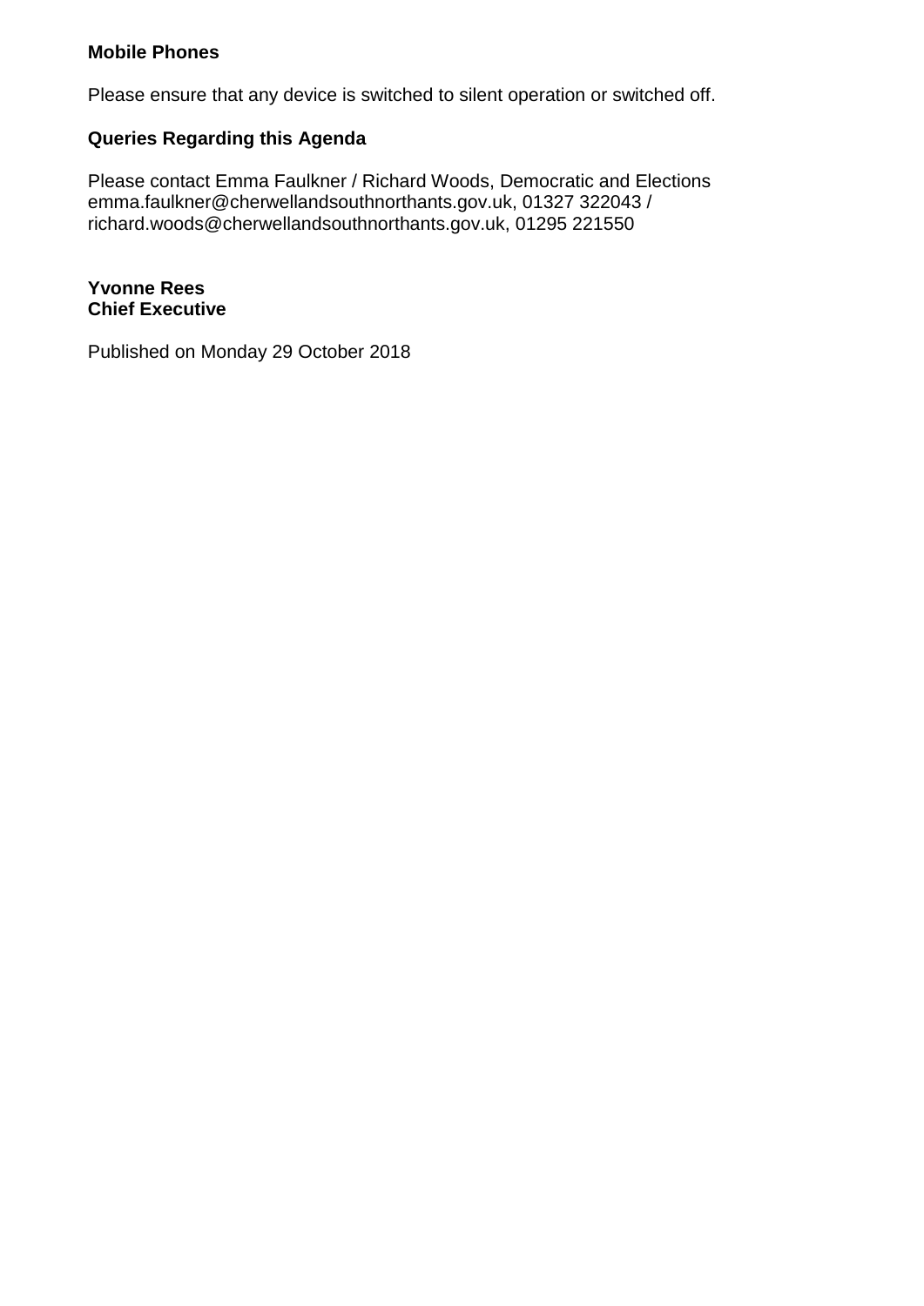**Mobile Phones**

Please ensure that any device is switched to silent operation or switched off.

**Queries Regarding this Agenda**

Please contact Emma Faulkner / Richard Woods, Democratic and Elections
emma.faulkner@cherwellandsouthnorthants.gov.uk, 01327 322043 /
richard.woods@cherwellandsouthnorthants.gov.uk, 01295 221550

**Yvonne Rees**
**Chief Executive**

Published on Monday 29 October 2018